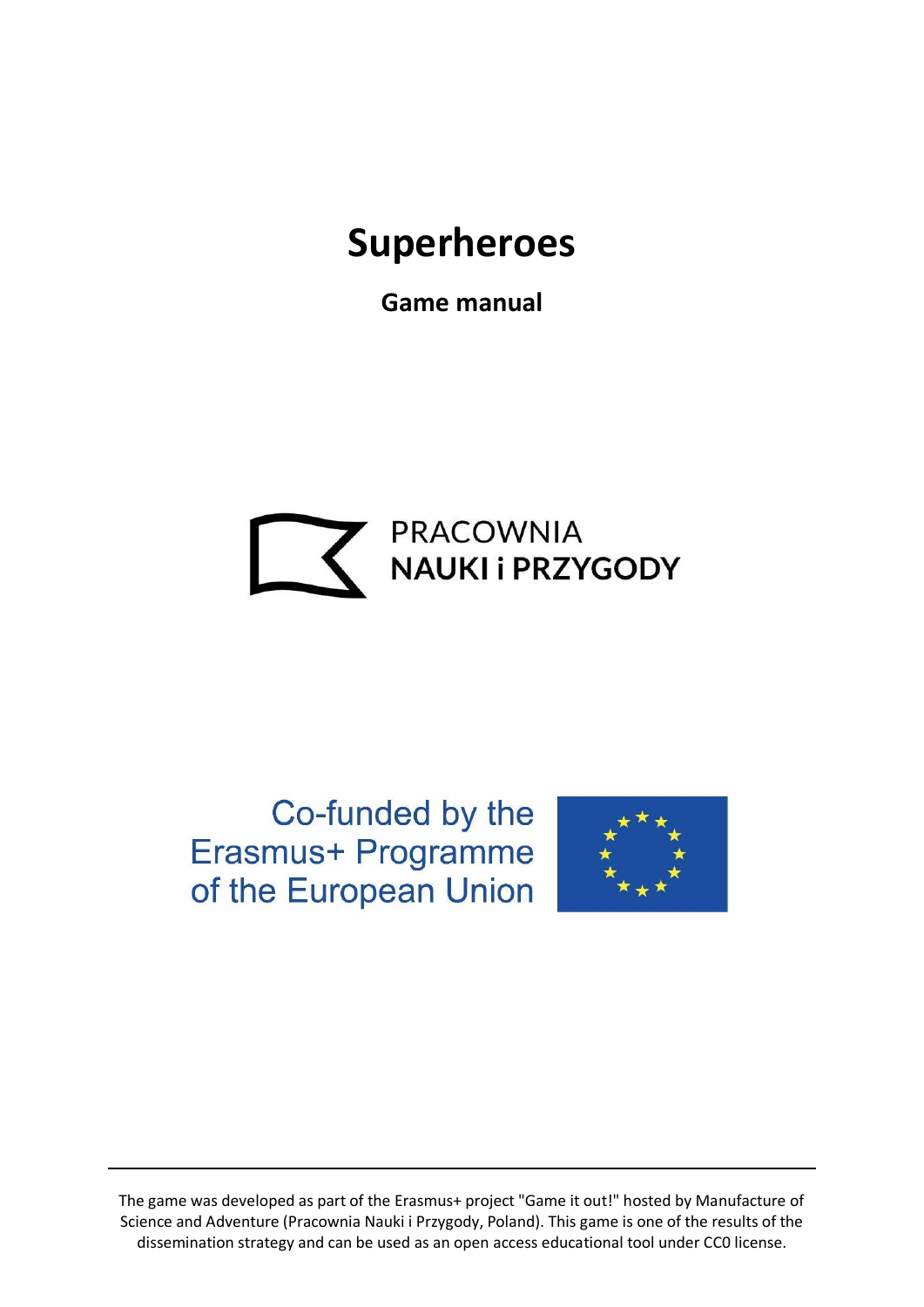# Superheroes

**Game manual**

PRACOWNIA
**NAUKI i PRZYGODY**

Co-funded by the
Erasmus+ Programme
of the European Union

---

The game was developed as part of the Erasmus+ project "Game it out!" hosted by Manufacture of Science and Adventure (Pracownia Nauki i Przygody, Poland). This game is one of the results of the dissemination strategy and can be used as an open access educational tool under CC0 license.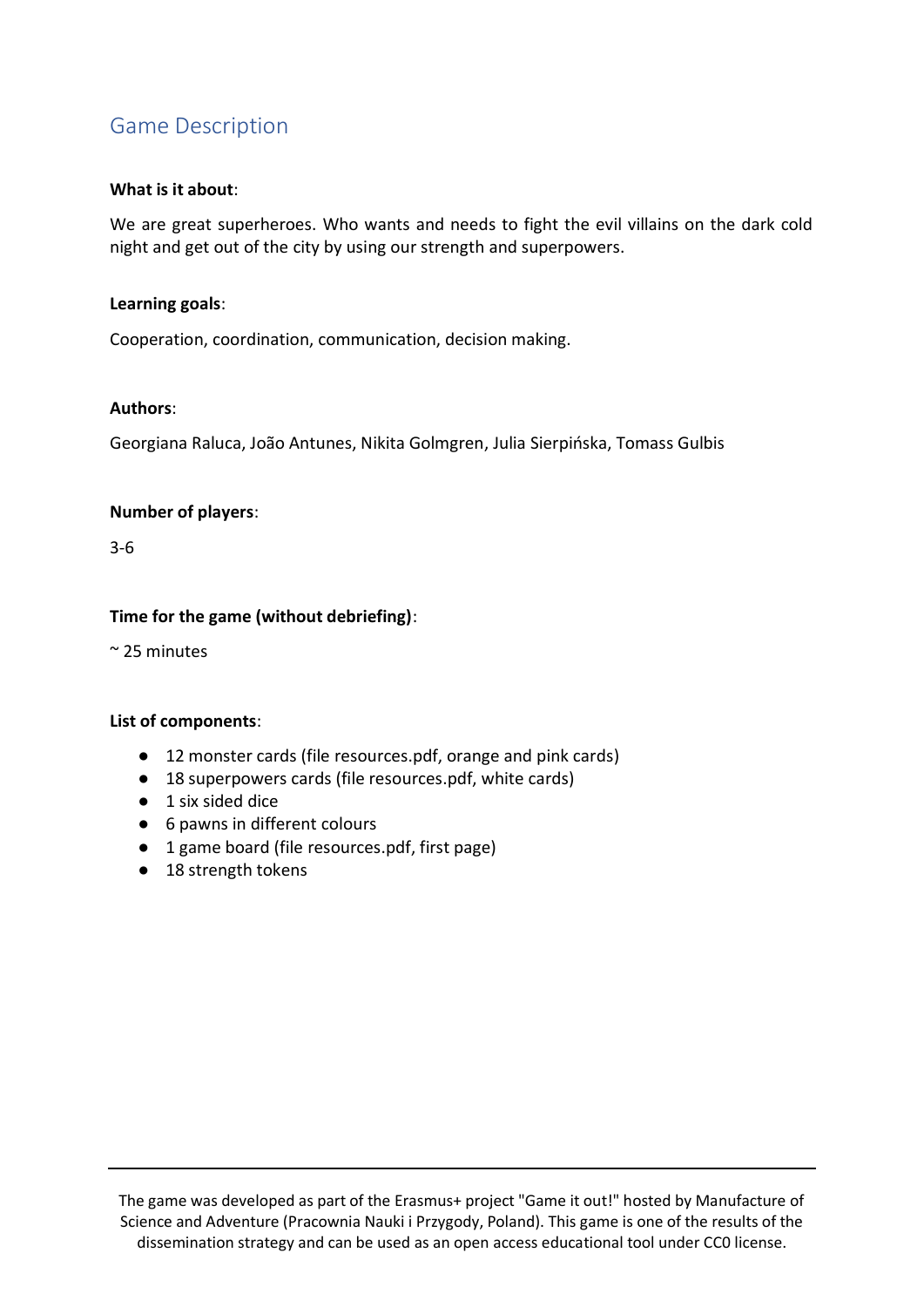## Game Description

**What is it about**:

We are great superheroes. Who wants and needs to fight the evil villains on the dark cold night and get out of the city by using our strength and superpowers.

**Learning goals**:

Cooperation, coordination, communication, decision making.

**Authors**:

Georgiana Raluca, João Antunes, Nikita Golmgren, Julia Sierpińska, Tomass Gulbis

**Number of players**:

3-6

**Time for the game (without debriefing)**:

~ 25 minutes

**List of components**:

- 12 monster cards (file resources.pdf, orange and pink cards)
- 18 superpowers cards (file resources.pdf, white cards)
- 1 six sided dice
- 6 pawns in different colours
- 1 game board (file resources.pdf, first page)
- 18 strength tokens

---

The game was developed as part of the Erasmus+ project "Game it out!" hosted by Manufacture of Science and Adventure (Pracownia Nauki i Przygody, Poland). This game is one of the results of the dissemination strategy and can be used as an open access educational tool under CC0 license.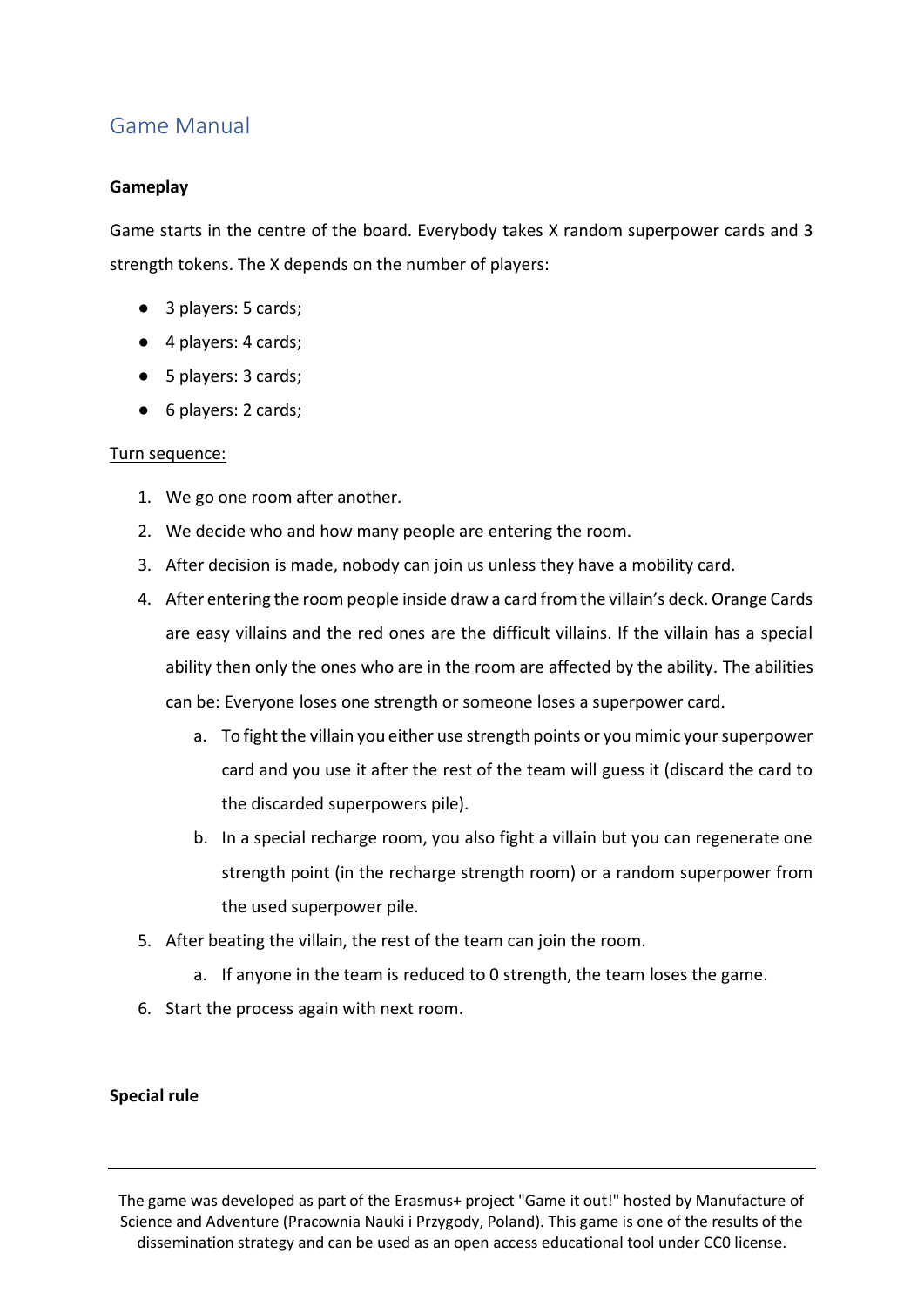## Game Manual

**Gameplay**

Game starts in the centre of the board. Everybody takes X random superpower cards and 3 strength tokens. The X depends on the number of players:

- 3 players: 5 cards;
- 4 players: 4 cards;
- 5 players: 3 cards;
- 6 players: 2 cards;

<u>Turn sequence:</u>

1. We go one room after another.
2. We decide who and how many people are entering the room.
3. After decision is made, nobody can join us unless they have a mobility card.
4. After entering the room people inside draw a card from the villain's deck. Orange Cards are easy villains and the red ones are the difficult villains. If the villain has a special ability then only the ones who are in the room are affected by the ability. The abilities can be: Everyone loses one strength or someone loses a superpower card.
   a. To fight the villain you either use strength points or you mimic your superpower card and you use it after the rest of the team will guess it (discard the card to the discarded superpowers pile).
   b. In a special recharge room, you also fight a villain but you can regenerate one strength point (in the recharge strength room) or a random superpower from the used superpower pile.
5. After beating the villain, the rest of the team can join the room.
   a. If anyone in the team is reduced to 0 strength, the team loses the game.
6. Start the process again with next room.

**Special rule**

---

The game was developed as part of the Erasmus+ project "Game it out!" hosted by Manufacture of Science and Adventure (Pracownia Nauki i Przygody, Poland). This game is one of the results of the dissemination strategy and can be used as an open access educational tool under CC0 license.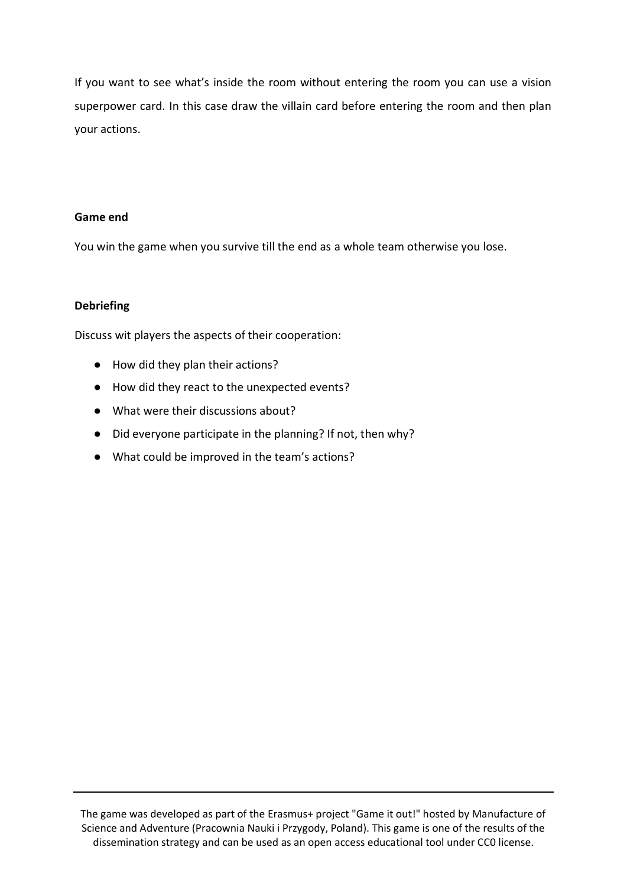If you want to see what's inside the room without entering the room you can use a vision superpower card. In this case draw the villain card before entering the room and then plan your actions.

**Game end**

You win the game when you survive till the end as a whole team otherwise you lose.

**Debriefing**

Discuss wit players the aspects of their cooperation:

- How did they plan their actions?
- How did they react to the unexpected events?
- What were their discussions about?
- Did everyone participate in the planning? If not, then why?
- What could be improved in the team's actions?

---

The game was developed as part of the Erasmus+ project "Game it out!" hosted by Manufacture of Science and Adventure (Pracownia Nauki i Przygody, Poland). This game is one of the results of the dissemination strategy and can be used as an open access educational tool under CC0 license.